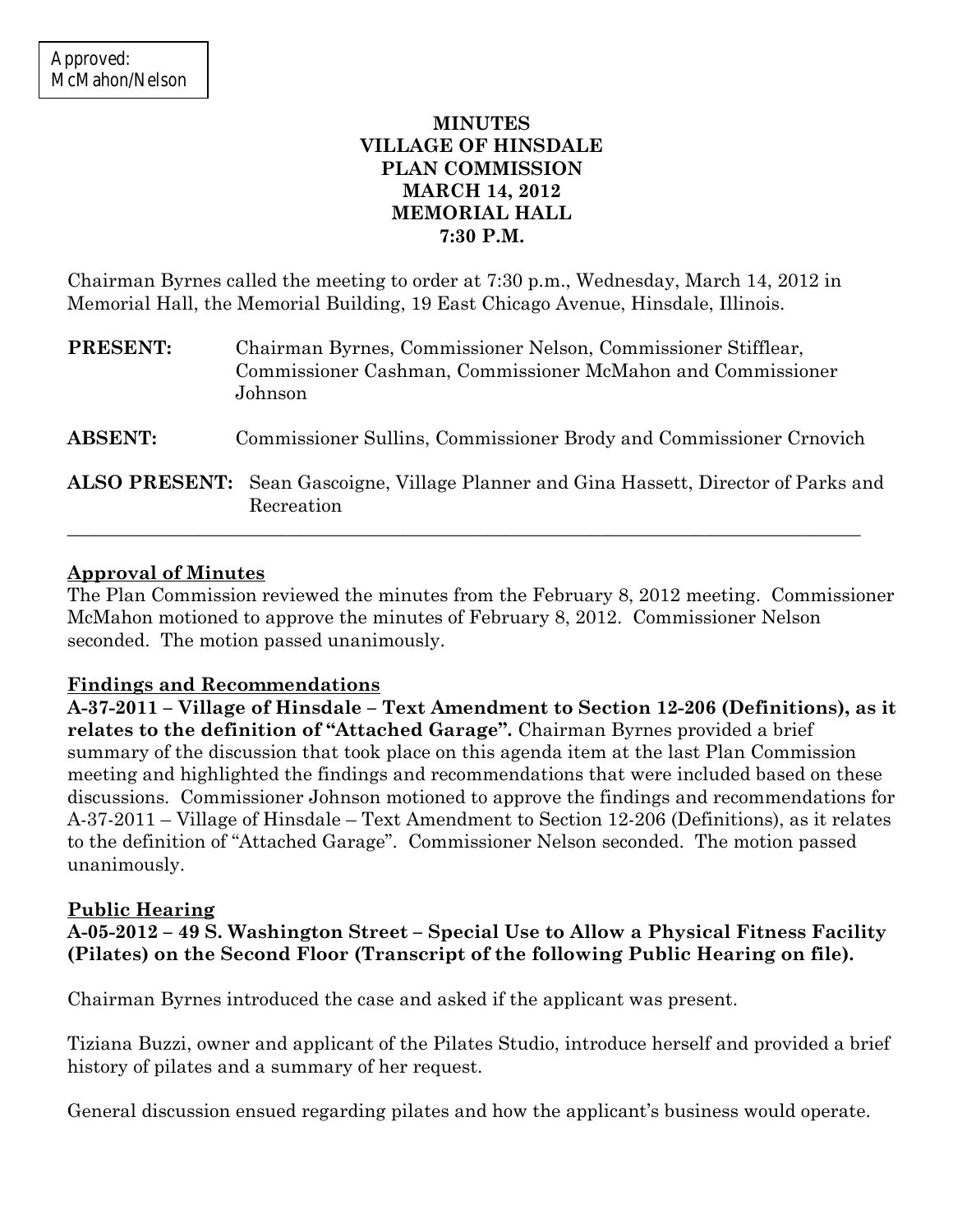Approved:
McMahon/Nelson

# MINUTES
# VILLAGE OF HINSDALE
# PLAN COMMISSION
# MARCH 14, 2012
# MEMORIAL HALL
# 7:30 P.M.

Chairman Byrnes called the meeting to order at 7:30 p.m., Wednesday, March 14, 2012 in Memorial Hall, the Memorial Building, 19 East Chicago Avenue, Hinsdale, Illinois.

**PRESENT:** Chairman Byrnes, Commissioner Nelson, Commissioner Stifflear, Commissioner Cashman, Commissioner McMahon and Commissioner Johnson

**ABSENT:** Commissioner Sullins, Commissioner Brody and Commissioner Crnovich

**ALSO PRESENT:** Sean Gascoigne, Village Planner and Gina Hassett, Director of Parks and Recreation

---

## Approval of Minutes

The Plan Commission reviewed the minutes from the February 8, 2012 meeting. Commissioner McMahon motioned to approve the minutes of February 8, 2012. Commissioner Nelson seconded. The motion passed unanimously.

## Findings and Recommendations

**A-37-2011 – Village of Hinsdale – Text Amendment to Section 12-206 (Definitions), as it relates to the definition of "Attached Garage".** Chairman Byrnes provided a brief summary of the discussion that took place on this agenda item at the last Plan Commission meeting and highlighted the findings and recommendations that were included based on these discussions. Commissioner Johnson motioned to approve the findings and recommendations for A-37-2011 – Village of Hinsdale – Text Amendment to Section 12-206 (Definitions), as it relates to the definition of "Attached Garage". Commissioner Nelson seconded. The motion passed unanimously.

## Public Hearing

**A-05-2012 – 49 S. Washington Street – Special Use to Allow a Physical Fitness Facility (Pilates) on the Second Floor (Transcript of the following Public Hearing on file).**

Chairman Byrnes introduced the case and asked if the applicant was present.

Tiziana Buzzi, owner and applicant of the Pilates Studio, introduce herself and provided a brief history of pilates and a summary of her request.

General discussion ensued regarding pilates and how the applicant's business would operate.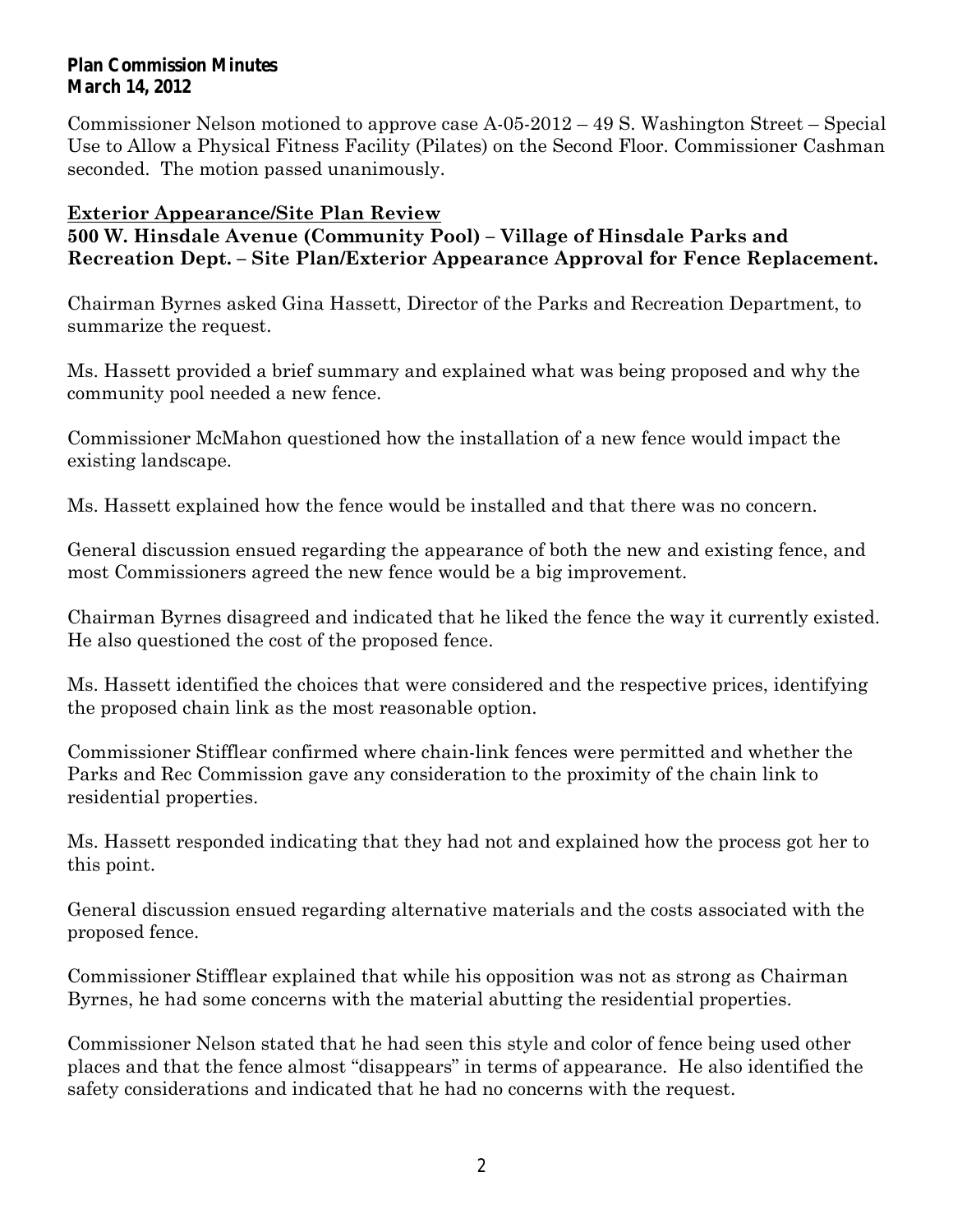Commissioner Nelson motioned to approve case A-05-2012 – 49 S. Washington Street – Special Use to Allow a Physical Fitness Facility (Pilates) on the Second Floor. Commissioner Cashman seconded. The motion passed unanimously.

## Exterior Appearance/Site Plan Review

**500 W. Hinsdale Avenue (Community Pool) – Village of Hinsdale Parks and Recreation Dept. – Site Plan/Exterior Appearance Approval for Fence Replacement.**

Chairman Byrnes asked Gina Hassett, Director of the Parks and Recreation Department, to summarize the request.

Ms. Hassett provided a brief summary and explained what was being proposed and why the community pool needed a new fence.

Commissioner McMahon questioned how the installation of a new fence would impact the existing landscape.

Ms. Hassett explained how the fence would be installed and that there was no concern.

General discussion ensued regarding the appearance of both the new and existing fence, and most Commissioners agreed the new fence would be a big improvement.

Chairman Byrnes disagreed and indicated that he liked the fence the way it currently existed. He also questioned the cost of the proposed fence.

Ms. Hassett identified the choices that were considered and the respective prices, identifying the proposed chain link as the most reasonable option.

Commissioner Stifflear confirmed where chain-link fences were permitted and whether the Parks and Rec Commission gave any consideration to the proximity of the chain link to residential properties.

Ms. Hassett responded indicating that they had not and explained how the process got her to this point.

General discussion ensued regarding alternative materials and the costs associated with the proposed fence.

Commissioner Stifflear explained that while his opposition was not as strong as Chairman Byrnes, he had some concerns with the material abutting the residential properties.

Commissioner Nelson stated that he had seen this style and color of fence being used other places and that the fence almost "disappears" in terms of appearance. He also identified the safety considerations and indicated that he had no concerns with the request.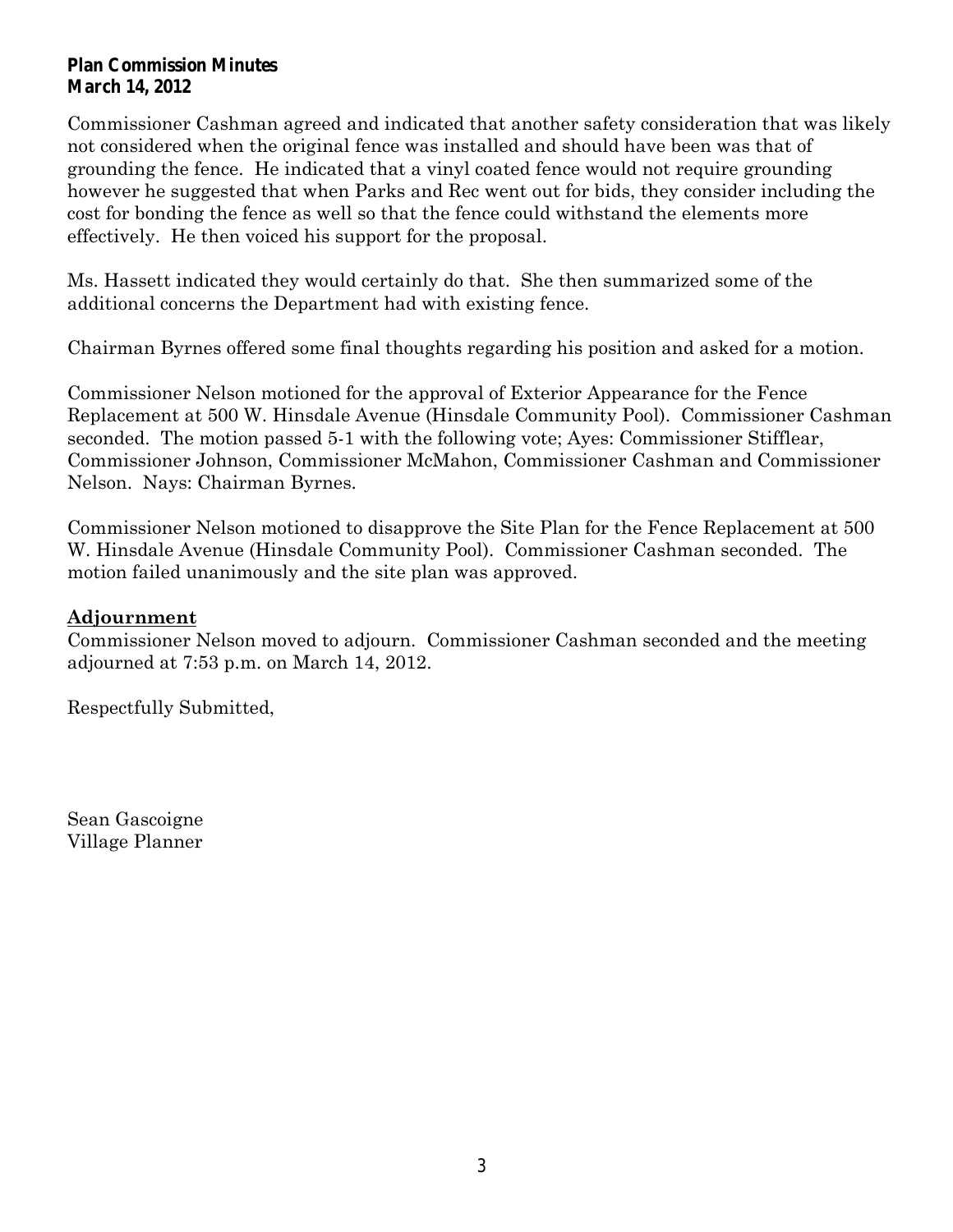Commissioner Cashman agreed and indicated that another safety consideration that was likely not considered when the original fence was installed and should have been was that of grounding the fence. He indicated that a vinyl coated fence would not require grounding however he suggested that when Parks and Rec went out for bids, they consider including the cost for bonding the fence as well so that the fence could withstand the elements more effectively. He then voiced his support for the proposal.

Ms. Hassett indicated they would certainly do that. She then summarized some of the additional concerns the Department had with existing fence.

Chairman Byrnes offered some final thoughts regarding his position and asked for a motion.

Commissioner Nelson motioned for the approval of Exterior Appearance for the Fence Replacement at 500 W. Hinsdale Avenue (Hinsdale Community Pool). Commissioner Cashman seconded. The motion passed 5-1 with the following vote; Ayes: Commissioner Stifflear, Commissioner Johnson, Commissioner McMahon, Commissioner Cashman and Commissioner Nelson. Nays: Chairman Byrnes.

Commissioner Nelson motioned to disapprove the Site Plan for the Fence Replacement at 500 W. Hinsdale Avenue (Hinsdale Community Pool). Commissioner Cashman seconded. The motion failed unanimously and the site plan was approved.

## Adjournment

Commissioner Nelson moved to adjourn. Commissioner Cashman seconded and the meeting adjourned at 7:53 p.m. on March 14, 2012.

Respectfully Submitted,

Sean Gascoigne
Village Planner